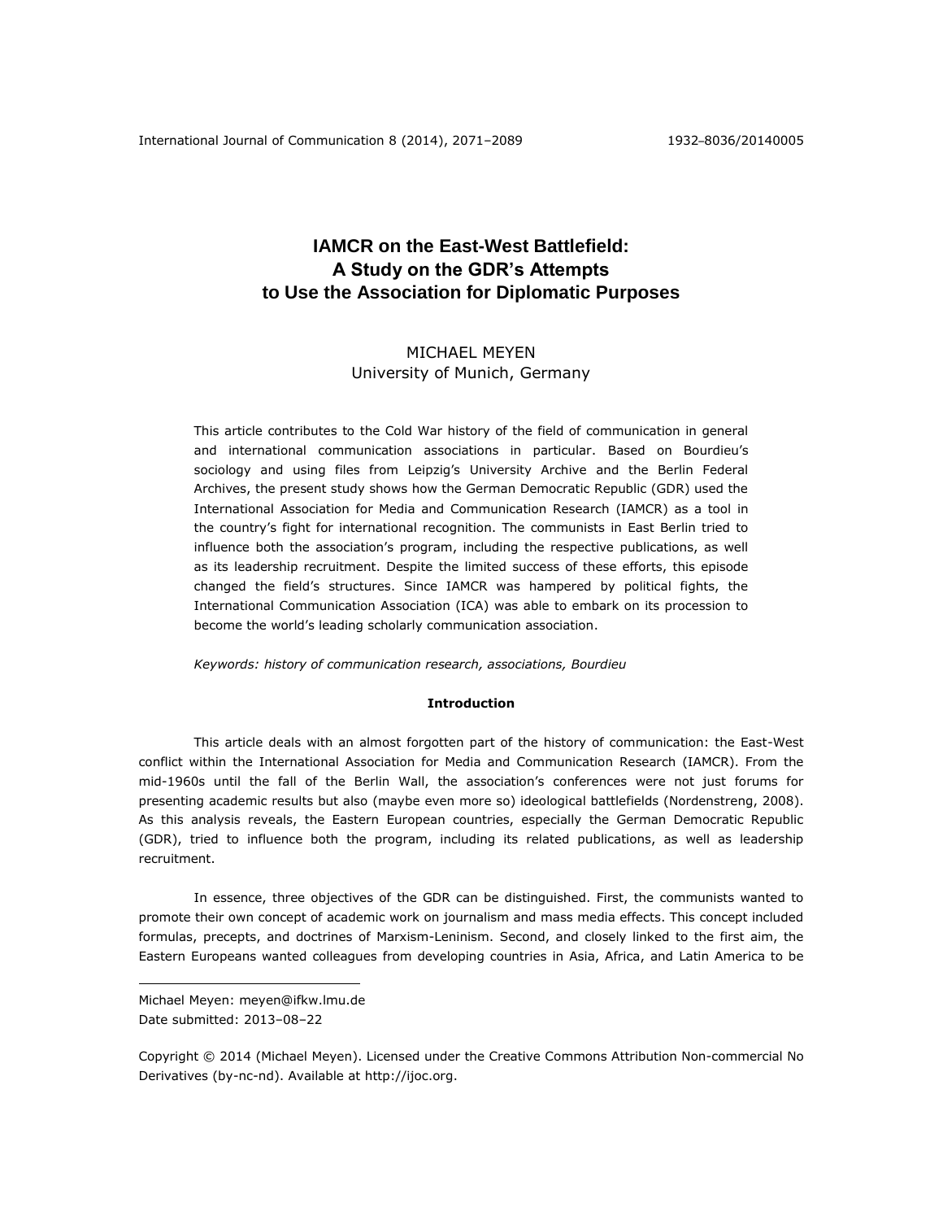# IAMCR on the East-West Battlefield: A Study on the GDR's Attempts to Use the Association for Diplomatic Purposes

MICHAEL MEYEN
University of Munich, Germany

This article contributes to the Cold War history of the field of communication in general and international communication associations in particular. Based on Bourdieu's sociology and using files from Leipzig's University Archive and the Berlin Federal Archives, the present study shows how the German Democratic Republic (GDR) used the International Association for Media and Communication Research (IAMCR) as a tool in the country's fight for international recognition. The communists in East Berlin tried to influence both the association's program, including the respective publications, as well as its leadership recruitment. Despite the limited success of these efforts, this episode changed the field's structures. Since IAMCR was hampered by political fights, the International Communication Association (ICA) was able to embark on its procession to become the world's leading scholarly communication association.

*Keywords: history of communication research, associations, Bourdieu*

## Introduction

This article deals with an almost forgotten part of the history of communication: the East-West conflict within the International Association for Media and Communication Research (IAMCR). From the mid-1960s until the fall of the Berlin Wall, the association's conferences were not just forums for presenting academic results but also (maybe even more so) ideological battlefields (Nordenstreng, 2008). As this analysis reveals, the Eastern European countries, especially the German Democratic Republic (GDR), tried to influence both the program, including its related publications, as well as leadership recruitment.

In essence, three objectives of the GDR can be distinguished. First, the communists wanted to promote their own concept of academic work on journalism and mass media effects. This concept included formulas, precepts, and doctrines of Marxism-Leninism. Second, and closely linked to the first aim, the Eastern Europeans wanted colleagues from developing countries in Asia, Africa, and Latin America to be

---

Michael Meyen: meyen@ifkw.lmu.de
Date submitted: 2013–08–22

Copyright © 2014 (Michael Meyen). Licensed under the Creative Commons Attribution Non-commercial No Derivatives (by-nc-nd). Available at http://ijoc.org.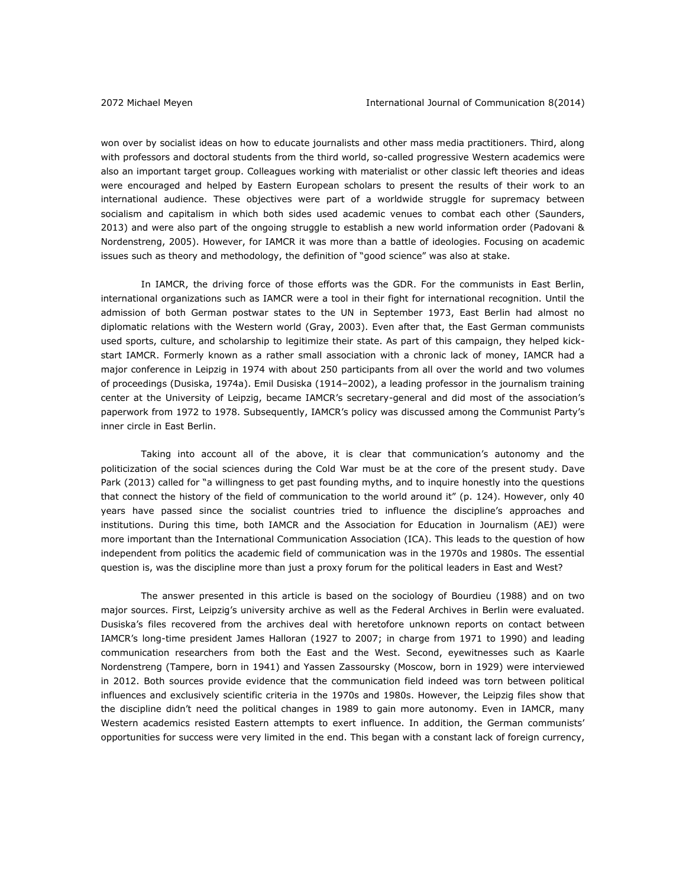won over by socialist ideas on how to educate journalists and other mass media practitioners. Third, along with professors and doctoral students from the third world, so-called progressive Western academics were also an important target group. Colleagues working with materialist or other classic left theories and ideas were encouraged and helped by Eastern European scholars to present the results of their work to an international audience. These objectives were part of a worldwide struggle for supremacy between socialism and capitalism in which both sides used academic venues to combat each other (Saunders, 2013) and were also part of the ongoing struggle to establish a new world information order (Padovani & Nordenstreng, 2005). However, for IAMCR it was more than a battle of ideologies. Focusing on academic issues such as theory and methodology, the definition of "good science" was also at stake.

In IAMCR, the driving force of those efforts was the GDR. For the communists in East Berlin, international organizations such as IAMCR were a tool in their fight for international recognition. Until the admission of both German postwar states to the UN in September 1973, East Berlin had almost no diplomatic relations with the Western world (Gray, 2003). Even after that, the East German communists used sports, culture, and scholarship to legitimize their state. As part of this campaign, they helped kick-start IAMCR. Formerly known as a rather small association with a chronic lack of money, IAMCR had a major conference in Leipzig in 1974 with about 250 participants from all over the world and two volumes of proceedings (Dusiska, 1974a). Emil Dusiska (1914–2002), a leading professor in the journalism training center at the University of Leipzig, became IAMCR's secretary-general and did most of the association's paperwork from 1972 to 1978. Subsequently, IAMCR's policy was discussed among the Communist Party's inner circle in East Berlin.

Taking into account all of the above, it is clear that communication's autonomy and the politicization of the social sciences during the Cold War must be at the core of the present study. Dave Park (2013) called for "a willingness to get past founding myths, and to inquire honestly into the questions that connect the history of the field of communication to the world around it" (p. 124). However, only 40 years have passed since the socialist countries tried to influence the discipline's approaches and institutions. During this time, both IAMCR and the Association for Education in Journalism (AEJ) were more important than the International Communication Association (ICA). This leads to the question of how independent from politics the academic field of communication was in the 1970s and 1980s. The essential question is, was the discipline more than just a proxy forum for the political leaders in East and West?

The answer presented in this article is based on the sociology of Bourdieu (1988) and on two major sources. First, Leipzig's university archive as well as the Federal Archives in Berlin were evaluated. Dusiska's files recovered from the archives deal with heretofore unknown reports on contact between IAMCR's long-time president James Halloran (1927 to 2007; in charge from 1971 to 1990) and leading communication researchers from both the East and the West. Second, eyewitnesses such as Kaarle Nordenstreng (Tampere, born in 1941) and Yassen Zassoursky (Moscow, born in 1929) were interviewed in 2012. Both sources provide evidence that the communication field indeed was torn between political influences and exclusively scientific criteria in the 1970s and 1980s. However, the Leipzig files show that the discipline didn't need the political changes in 1989 to gain more autonomy. Even in IAMCR, many Western academics resisted Eastern attempts to exert influence. In addition, the German communists' opportunities for success were very limited in the end. This began with a constant lack of foreign currency,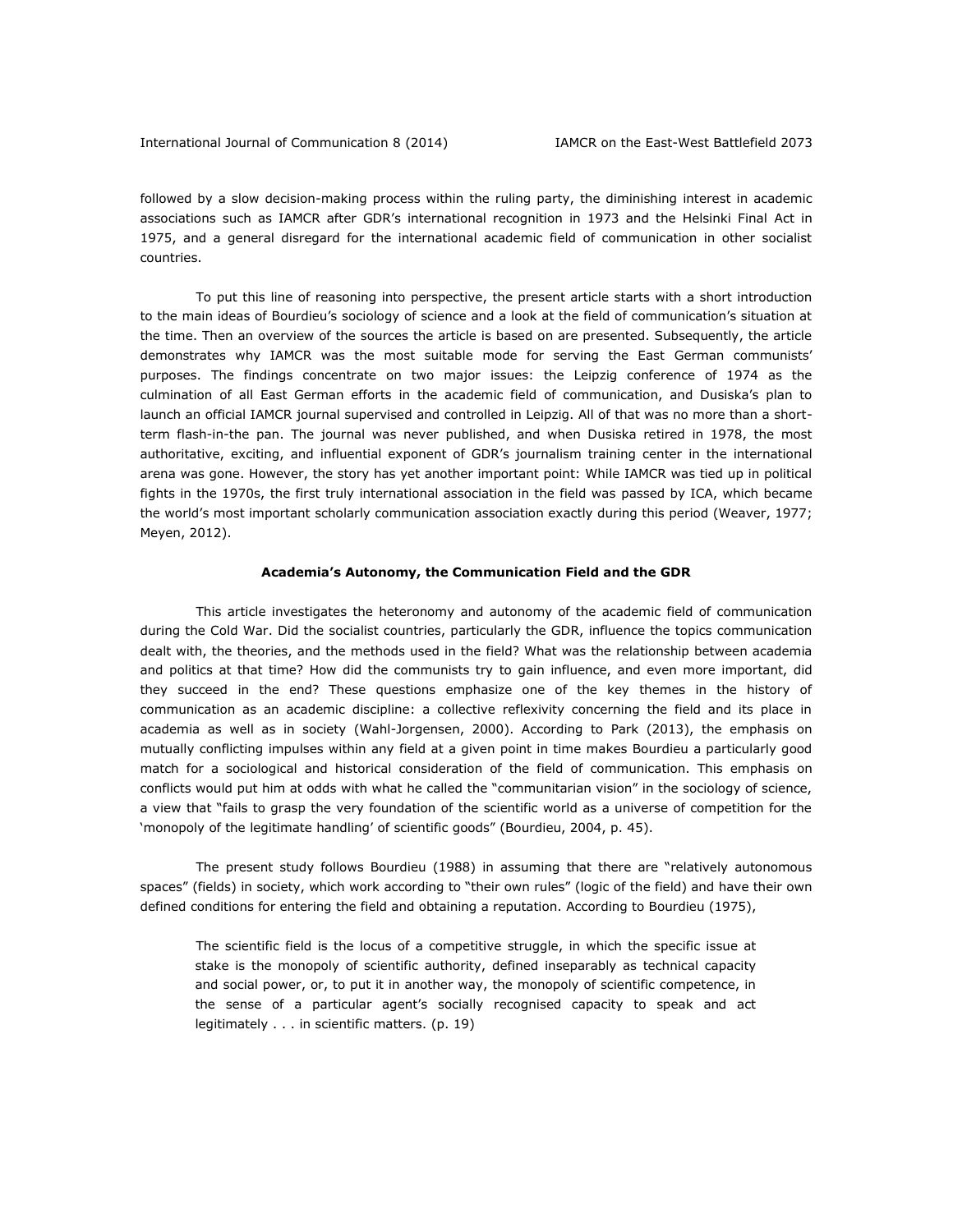followed by a slow decision-making process within the ruling party, the diminishing interest in academic associations such as IAMCR after GDR's international recognition in 1973 and the Helsinki Final Act in 1975, and a general disregard for the international academic field of communication in other socialist countries.

To put this line of reasoning into perspective, the present article starts with a short introduction to the main ideas of Bourdieu's sociology of science and a look at the field of communication's situation at the time. Then an overview of the sources the article is based on are presented. Subsequently, the article demonstrates why IAMCR was the most suitable mode for serving the East German communists' purposes. The findings concentrate on two major issues: the Leipzig conference of 1974 as the culmination of all East German efforts in the academic field of communication, and Dusiska's plan to launch an official IAMCR journal supervised and controlled in Leipzig. All of that was no more than a short-term flash-in-the pan. The journal was never published, and when Dusiska retired in 1978, the most authoritative, exciting, and influential exponent of GDR's journalism training center in the international arena was gone. However, the story has yet another important point: While IAMCR was tied up in political fights in the 1970s, the first truly international association in the field was passed by ICA, which became the world's most important scholarly communication association exactly during this period (Weaver, 1977; Meyen, 2012).

## Academia's Autonomy, the Communication Field and the GDR

This article investigates the heteronomy and autonomy of the academic field of communication during the Cold War. Did the socialist countries, particularly the GDR, influence the topics communication dealt with, the theories, and the methods used in the field? What was the relationship between academia and politics at that time? How did the communists try to gain influence, and even more important, did they succeed in the end? These questions emphasize one of the key themes in the history of communication as an academic discipline: a collective reflexivity concerning the field and its place in academia as well as in society (Wahl-Jorgensen, 2000). According to Park (2013), the emphasis on mutually conflicting impulses within any field at a given point in time makes Bourdieu a particularly good match for a sociological and historical consideration of the field of communication. This emphasis on conflicts would put him at odds with what he called the "communitarian vision" in the sociology of science, a view that "fails to grasp the very foundation of the scientific world as a universe of competition for the 'monopoly of the legitimate handling' of scientific goods" (Bourdieu, 2004, p. 45).

The present study follows Bourdieu (1988) in assuming that there are "relatively autonomous spaces" (fields) in society, which work according to "their own rules" (logic of the field) and have their own defined conditions for entering the field and obtaining a reputation. According to Bourdieu (1975),

> The scientific field is the locus of a competitive struggle, in which the specific issue at stake is the monopoly of scientific authority, defined inseparably as technical capacity and social power, or, to put it in another way, the monopoly of scientific competence, in the sense of a particular agent's socially recognised capacity to speak and act legitimately . . . in scientific matters. (p. 19)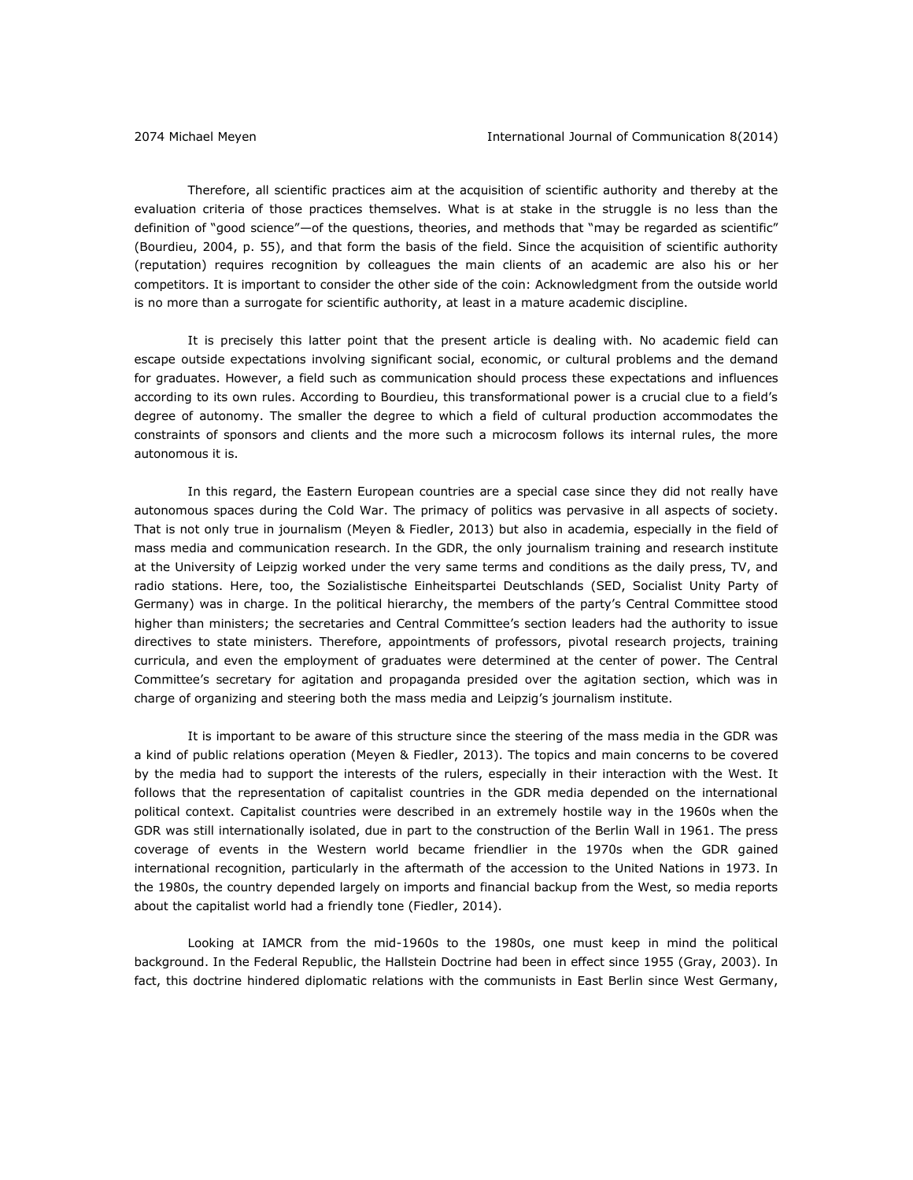Therefore, all scientific practices aim at the acquisition of scientific authority and thereby at the evaluation criteria of those practices themselves. What is at stake in the struggle is no less than the definition of "good science"—of the questions, theories, and methods that "may be regarded as scientific" (Bourdieu, 2004, p. 55), and that form the basis of the field. Since the acquisition of scientific authority (reputation) requires recognition by colleagues the main clients of an academic are also his or her competitors. It is important to consider the other side of the coin: Acknowledgment from the outside world is no more than a surrogate for scientific authority, at least in a mature academic discipline.

It is precisely this latter point that the present article is dealing with. No academic field can escape outside expectations involving significant social, economic, or cultural problems and the demand for graduates. However, a field such as communication should process these expectations and influences according to its own rules. According to Bourdieu, this transformational power is a crucial clue to a field's degree of autonomy. The smaller the degree to which a field of cultural production accommodates the constraints of sponsors and clients and the more such a microcosm follows its internal rules, the more autonomous it is.

In this regard, the Eastern European countries are a special case since they did not really have autonomous spaces during the Cold War. The primacy of politics was pervasive in all aspects of society. That is not only true in journalism (Meyen & Fiedler, 2013) but also in academia, especially in the field of mass media and communication research. In the GDR, the only journalism training and research institute at the University of Leipzig worked under the very same terms and conditions as the daily press, TV, and radio stations. Here, too, the Sozialistische Einheitspartei Deutschlands (SED, Socialist Unity Party of Germany) was in charge. In the political hierarchy, the members of the party's Central Committee stood higher than ministers; the secretaries and Central Committee's section leaders had the authority to issue directives to state ministers. Therefore, appointments of professors, pivotal research projects, training curricula, and even the employment of graduates were determined at the center of power. The Central Committee's secretary for agitation and propaganda presided over the agitation section, which was in charge of organizing and steering both the mass media and Leipzig's journalism institute.

It is important to be aware of this structure since the steering of the mass media in the GDR was a kind of public relations operation (Meyen & Fiedler, 2013). The topics and main concerns to be covered by the media had to support the interests of the rulers, especially in their interaction with the West. It follows that the representation of capitalist countries in the GDR media depended on the international political context. Capitalist countries were described in an extremely hostile way in the 1960s when the GDR was still internationally isolated, due in part to the construction of the Berlin Wall in 1961. The press coverage of events in the Western world became friendlier in the 1970s when the GDR gained international recognition, particularly in the aftermath of the accession to the United Nations in 1973. In the 1980s, the country depended largely on imports and financial backup from the West, so media reports about the capitalist world had a friendly tone (Fiedler, 2014).

Looking at IAMCR from the mid-1960s to the 1980s, one must keep in mind the political background. In the Federal Republic, the Hallstein Doctrine had been in effect since 1955 (Gray, 2003). In fact, this doctrine hindered diplomatic relations with the communists in East Berlin since West Germany,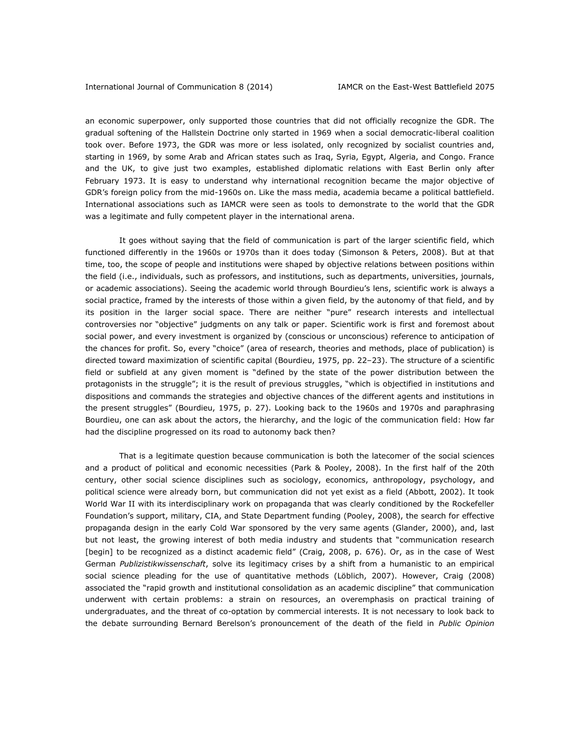an economic superpower, only supported those countries that did not officially recognize the GDR. The gradual softening of the Hallstein Doctrine only started in 1969 when a social democratic-liberal coalition took over. Before 1973, the GDR was more or less isolated, only recognized by socialist countries and, starting in 1969, by some Arab and African states such as Iraq, Syria, Egypt, Algeria, and Congo. France and the UK, to give just two examples, established diplomatic relations with East Berlin only after February 1973. It is easy to understand why international recognition became the major objective of GDR's foreign policy from the mid-1960s on. Like the mass media, academia became a political battlefield. International associations such as IAMCR were seen as tools to demonstrate to the world that the GDR was a legitimate and fully competent player in the international arena.

It goes without saying that the field of communication is part of the larger scientific field, which functioned differently in the 1960s or 1970s than it does today (Simonson & Peters, 2008). But at that time, too, the scope of people and institutions were shaped by objective relations between positions within the field (i.e., individuals, such as professors, and institutions, such as departments, universities, journals, or academic associations). Seeing the academic world through Bourdieu's lens, scientific work is always a social practice, framed by the interests of those within a given field, by the autonomy of that field, and by its position in the larger social space. There are neither "pure" research interests and intellectual controversies nor "objective" judgments on any talk or paper. Scientific work is first and foremost about social power, and every investment is organized by (conscious or unconscious) reference to anticipation of the chances for profit. So, every "choice" (area of research, theories and methods, place of publication) is directed toward maximization of scientific capital (Bourdieu, 1975, pp. 22–23). The structure of a scientific field or subfield at any given moment is "defined by the state of the power distribution between the protagonists in the struggle"; it is the result of previous struggles, "which is objectified in institutions and dispositions and commands the strategies and objective chances of the different agents and institutions in the present struggles" (Bourdieu, 1975, p. 27). Looking back to the 1960s and 1970s and paraphrasing Bourdieu, one can ask about the actors, the hierarchy, and the logic of the communication field: How far had the discipline progressed on its road to autonomy back then?

That is a legitimate question because communication is both the latecomer of the social sciences and a product of political and economic necessities (Park & Pooley, 2008). In the first half of the 20th century, other social science disciplines such as sociology, economics, anthropology, psychology, and political science were already born, but communication did not yet exist as a field (Abbott, 2002). It took World War II with its interdisciplinary work on propaganda that was clearly conditioned by the Rockefeller Foundation's support, military, CIA, and State Department funding (Pooley, 2008), the search for effective propaganda design in the early Cold War sponsored by the very same agents (Glander, 2000), and, last but not least, the growing interest of both media industry and students that "communication research [begin] to be recognized as a distinct academic field" (Craig, 2008, p. 676). Or, as in the case of West German *Publizistikwissenschaft*, solve its legitimacy crises by a shift from a humanistic to an empirical social science pleading for the use of quantitative methods (Löblich, 2007). However, Craig (2008) associated the "rapid growth and institutional consolidation as an academic discipline" that communication underwent with certain problems: a strain on resources, an overemphasis on practical training of undergraduates, and the threat of co-optation by commercial interests. It is not necessary to look back to the debate surrounding Bernard Berelson's pronouncement of the death of the field in *Public Opinion*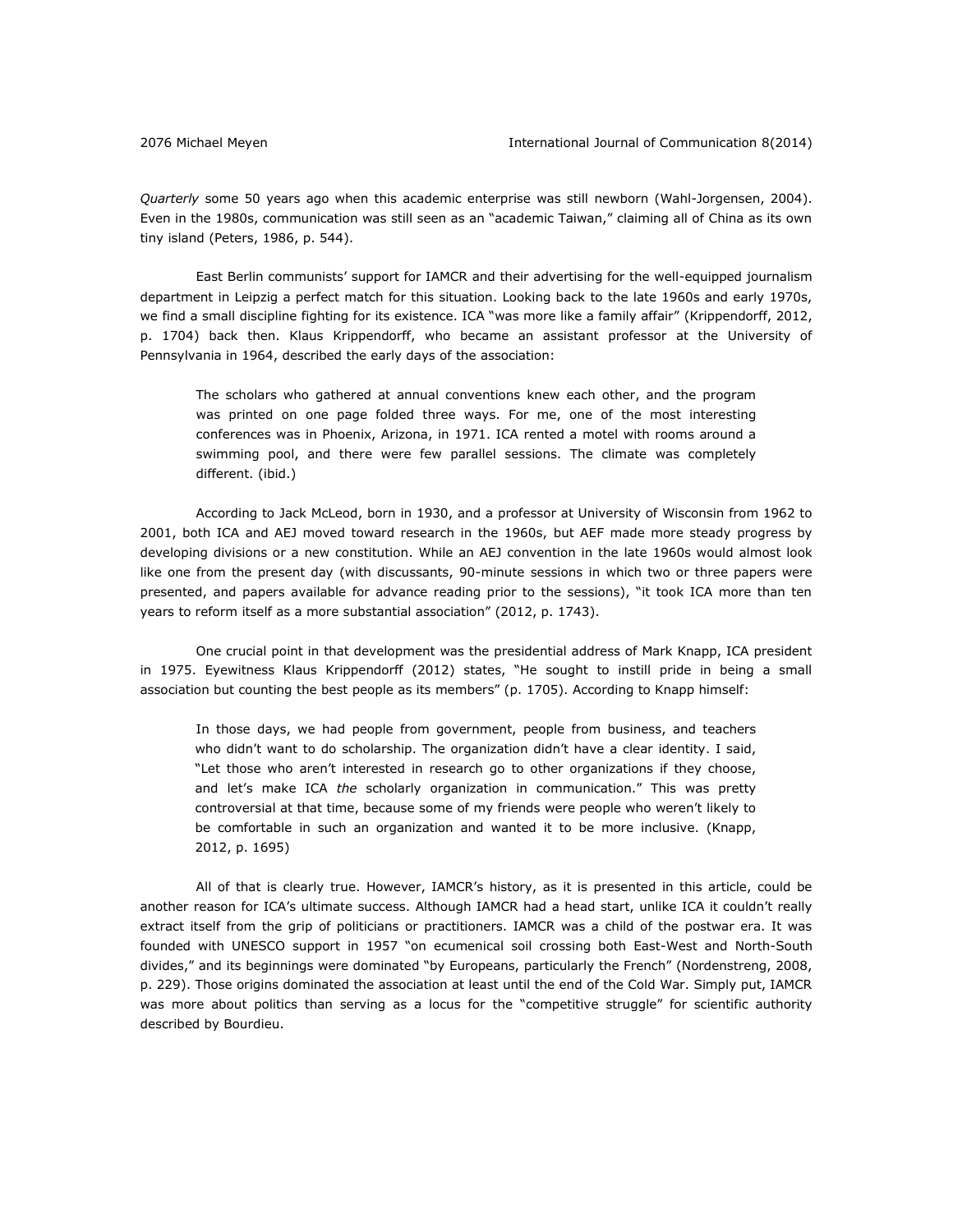*Quarterly* some 50 years ago when this academic enterprise was still newborn (Wahl-Jorgensen, 2004). Even in the 1980s, communication was still seen as an "academic Taiwan," claiming all of China as its own tiny island (Peters, 1986, p. 544).

East Berlin communists' support for IAMCR and their advertising for the well-equipped journalism department in Leipzig a perfect match for this situation. Looking back to the late 1960s and early 1970s, we find a small discipline fighting for its existence. ICA "was more like a family affair" (Krippendorff, 2012, p. 1704) back then. Klaus Krippendorff, who became an assistant professor at the University of Pennsylvania in 1964, described the early days of the association:

> The scholars who gathered at annual conventions knew each other, and the program was printed on one page folded three ways. For me, one of the most interesting conferences was in Phoenix, Arizona, in 1971. ICA rented a motel with rooms around a swimming pool, and there were few parallel sessions. The climate was completely different. (ibid.)

According to Jack McLeod, born in 1930, and a professor at University of Wisconsin from 1962 to 2001, both ICA and AEJ moved toward research in the 1960s, but AEF made more steady progress by developing divisions or a new constitution. While an AEJ convention in the late 1960s would almost look like one from the present day (with discussants, 90-minute sessions in which two or three papers were presented, and papers available for advance reading prior to the sessions), "it took ICA more than ten years to reform itself as a more substantial association" (2012, p. 1743).

One crucial point in that development was the presidential address of Mark Knapp, ICA president in 1975. Eyewitness Klaus Krippendorff (2012) states, "He sought to instill pride in being a small association but counting the best people as its members" (p. 1705). According to Knapp himself:

> In those days, we had people from government, people from business, and teachers who didn't want to do scholarship. The organization didn't have a clear identity. I said, "Let those who aren't interested in research go to other organizations if they choose, and let's make ICA *the* scholarly organization in communication." This was pretty controversial at that time, because some of my friends were people who weren't likely to be comfortable in such an organization and wanted it to be more inclusive. (Knapp, 2012, p. 1695)

All of that is clearly true. However, IAMCR's history, as it is presented in this article, could be another reason for ICA's ultimate success. Although IAMCR had a head start, unlike ICA it couldn't really extract itself from the grip of politicians or practitioners. IAMCR was a child of the postwar era. It was founded with UNESCO support in 1957 "on ecumenical soil crossing both East-West and North-South divides," and its beginnings were dominated "by Europeans, particularly the French" (Nordenstreng, 2008, p. 229). Those origins dominated the association at least until the end of the Cold War. Simply put, IAMCR was more about politics than serving as a locus for the "competitive struggle" for scientific authority described by Bourdieu.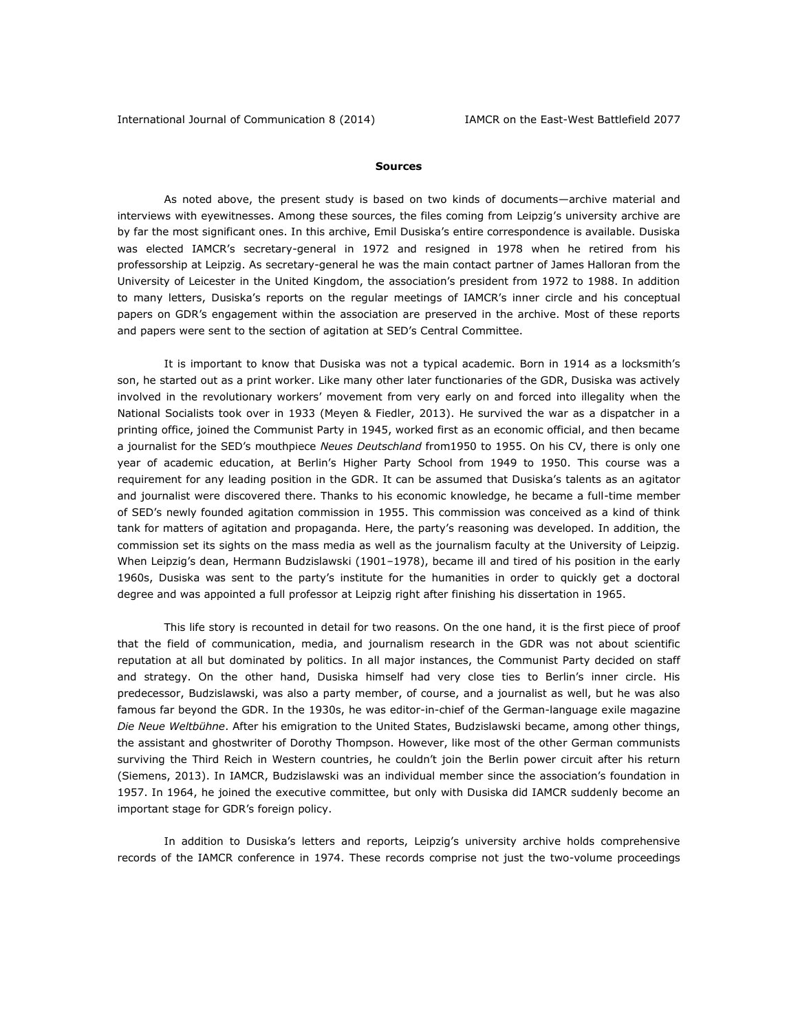**Sources**

As noted above, the present study is based on two kinds of documents—archive material and interviews with eyewitnesses. Among these sources, the files coming from Leipzig's university archive are by far the most significant ones. In this archive, Emil Dusiska's entire correspondence is available. Dusiska was elected IAMCR's secretary-general in 1972 and resigned in 1978 when he retired from his professorship at Leipzig. As secretary-general he was the main contact partner of James Halloran from the University of Leicester in the United Kingdom, the association's president from 1972 to 1988. In addition to many letters, Dusiska's reports on the regular meetings of IAMCR's inner circle and his conceptual papers on GDR's engagement within the association are preserved in the archive. Most of these reports and papers were sent to the section of agitation at SED's Central Committee.

It is important to know that Dusiska was not a typical academic. Born in 1914 as a locksmith's son, he started out as a print worker. Like many other later functionaries of the GDR, Dusiska was actively involved in the revolutionary workers' movement from very early on and forced into illegality when the National Socialists took over in 1933 (Meyen & Fiedler, 2013). He survived the war as a dispatcher in a printing office, joined the Communist Party in 1945, worked first as an economic official, and then became a journalist for the SED's mouthpiece *Neues Deutschland* from1950 to 1955. On his CV, there is only one year of academic education, at Berlin's Higher Party School from 1949 to 1950. This course was a requirement for any leading position in the GDR. It can be assumed that Dusiska's talents as an agitator and journalist were discovered there. Thanks to his economic knowledge, he became a full-time member of SED's newly founded agitation commission in 1955. This commission was conceived as a kind of think tank for matters of agitation and propaganda. Here, the party's reasoning was developed. In addition, the commission set its sights on the mass media as well as the journalism faculty at the University of Leipzig. When Leipzig's dean, Hermann Budzislawski (1901–1978), became ill and tired of his position in the early 1960s, Dusiska was sent to the party's institute for the humanities in order to quickly get a doctoral degree and was appointed a full professor at Leipzig right after finishing his dissertation in 1965.

This life story is recounted in detail for two reasons. On the one hand, it is the first piece of proof that the field of communication, media, and journalism research in the GDR was not about scientific reputation at all but dominated by politics. In all major instances, the Communist Party decided on staff and strategy. On the other hand, Dusiska himself had very close ties to Berlin's inner circle. His predecessor, Budzislawski, was also a party member, of course, and a journalist as well, but he was also famous far beyond the GDR. In the 1930s, he was editor-in-chief of the German-language exile magazine *Die Neue Weltbühne*. After his emigration to the United States, Budzislawski became, among other things, the assistant and ghostwriter of Dorothy Thompson. However, like most of the other German communists surviving the Third Reich in Western countries, he couldn't join the Berlin power circuit after his return (Siemens, 2013). In IAMCR, Budzislawski was an individual member since the association's foundation in 1957. In 1964, he joined the executive committee, but only with Dusiska did IAMCR suddenly become an important stage for GDR's foreign policy.

In addition to Dusiska's letters and reports, Leipzig's university archive holds comprehensive records of the IAMCR conference in 1974. These records comprise not just the two-volume proceedings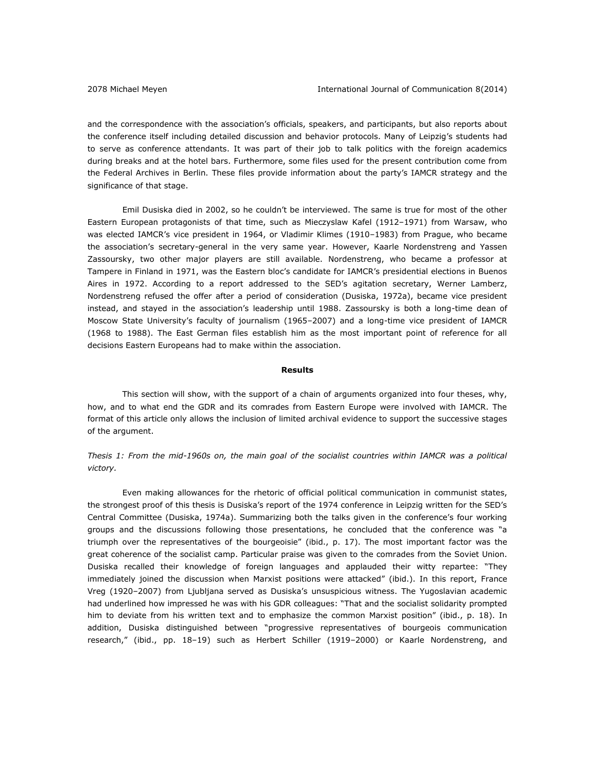and the correspondence with the association's officials, speakers, and participants, but also reports about the conference itself including detailed discussion and behavior protocols. Many of Leipzig's students had to serve as conference attendants. It was part of their job to talk politics with the foreign academics during breaks and at the hotel bars. Furthermore, some files used for the present contribution come from the Federal Archives in Berlin. These files provide information about the party's IAMCR strategy and the significance of that stage.

Emil Dusiska died in 2002, so he couldn't be interviewed. The same is true for most of the other Eastern European protagonists of that time, such as Mieczyslaw Kafel (1912–1971) from Warsaw, who was elected IAMCR's vice president in 1964, or Vladimir Klimes (1910–1983) from Prague, who became the association's secretary-general in the very same year. However, Kaarle Nordenstreng and Yassen Zassoursky, two other major players are still available. Nordenstreng, who became a professor at Tampere in Finland in 1971, was the Eastern bloc's candidate for IAMCR's presidential elections in Buenos Aires in 1972. According to a report addressed to the SED's agitation secretary, Werner Lamberz, Nordenstreng refused the offer after a period of consideration (Dusiska, 1972a), became vice president instead, and stayed in the association's leadership until 1988. Zassoursky is both a long-time dean of Moscow State University's faculty of journalism (1965–2007) and a long-time vice president of IAMCR (1968 to 1988). The East German files establish him as the most important point of reference for all decisions Eastern Europeans had to make within the association.

## Results

This section will show, with the support of a chain of arguments organized into four theses, why, how, and to what end the GDR and its comrades from Eastern Europe were involved with IAMCR. The format of this article only allows the inclusion of limited archival evidence to support the successive stages of the argument.

*Thesis 1: From the mid-1960s on, the main goal of the socialist countries within IAMCR was a political victory.*

Even making allowances for the rhetoric of official political communication in communist states, the strongest proof of this thesis is Dusiska's report of the 1974 conference in Leipzig written for the SED's Central Committee (Dusiska, 1974a). Summarizing both the talks given in the conference's four working groups and the discussions following those presentations, he concluded that the conference was "a triumph over the representatives of the bourgeoisie" (ibid., p. 17). The most important factor was the great coherence of the socialist camp. Particular praise was given to the comrades from the Soviet Union. Dusiska recalled their knowledge of foreign languages and applauded their witty repartee: "They immediately joined the discussion when Marxist positions were attacked" (ibid.). In this report, France Vreg (1920–2007) from Ljubljana served as Dusiska's unsuspicious witness. The Yugoslavian academic had underlined how impressed he was with his GDR colleagues: "That and the socialist solidarity prompted him to deviate from his written text and to emphasize the common Marxist position" (ibid., p. 18). In addition, Dusiska distinguished between "progressive representatives of bourgeois communication research," (ibid., pp. 18–19) such as Herbert Schiller (1919–2000) or Kaarle Nordenstreng, and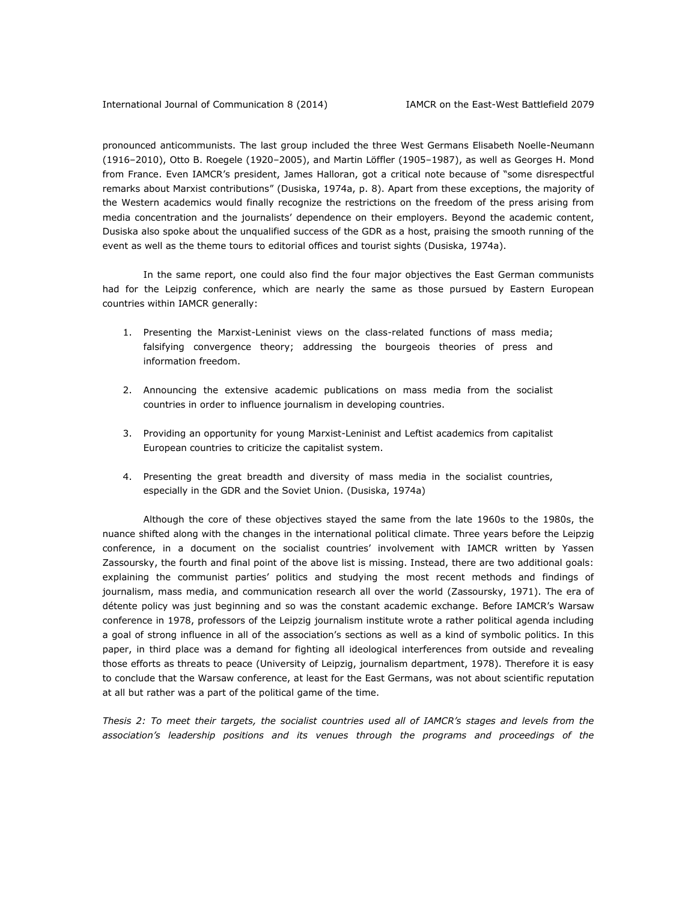pronounced anticommunists. The last group included the three West Germans Elisabeth Noelle-Neumann (1916–2010), Otto B. Roegele (1920–2005), and Martin Löffler (1905–1987), as well as Georges H. Mond from France. Even IAMCR's president, James Halloran, got a critical note because of "some disrespectful remarks about Marxist contributions" (Dusiska, 1974a, p. 8). Apart from these exceptions, the majority of the Western academics would finally recognize the restrictions on the freedom of the press arising from media concentration and the journalists' dependence on their employers. Beyond the academic content, Dusiska also spoke about the unqualified success of the GDR as a host, praising the smooth running of the event as well as the theme tours to editorial offices and tourist sights (Dusiska, 1974a).

In the same report, one could also find the four major objectives the East German communists had for the Leipzig conference, which are nearly the same as those pursued by Eastern European countries within IAMCR generally:

1. Presenting the Marxist-Leninist views on the class-related functions of mass media; falsifying convergence theory; addressing the bourgeois theories of press and information freedom.

2. Announcing the extensive academic publications on mass media from the socialist countries in order to influence journalism in developing countries.

3. Providing an opportunity for young Marxist-Leninist and Leftist academics from capitalist European countries to criticize the capitalist system.

4. Presenting the great breadth and diversity of mass media in the socialist countries, especially in the GDR and the Soviet Union. (Dusiska, 1974a)

Although the core of these objectives stayed the same from the late 1960s to the 1980s, the nuance shifted along with the changes in the international political climate. Three years before the Leipzig conference, in a document on the socialist countries' involvement with IAMCR written by Yassen Zassoursky, the fourth and final point of the above list is missing. Instead, there are two additional goals: explaining the communist parties' politics and studying the most recent methods and findings of journalism, mass media, and communication research all over the world (Zassoursky, 1971). The era of détente policy was just beginning and so was the constant academic exchange. Before IAMCR's Warsaw conference in 1978, professors of the Leipzig journalism institute wrote a rather political agenda including a goal of strong influence in all of the association's sections as well as a kind of symbolic politics. In this paper, in third place was a demand for fighting all ideological interferences from outside and revealing those efforts as threats to peace (University of Leipzig, journalism department, 1978). Therefore it is easy to conclude that the Warsaw conference, at least for the East Germans, was not about scientific reputation at all but rather was a part of the political game of the time.

*Thesis 2: To meet their targets, the socialist countries used all of IAMCR's stages and levels from the association's leadership positions and its venues through the programs and proceedings of the*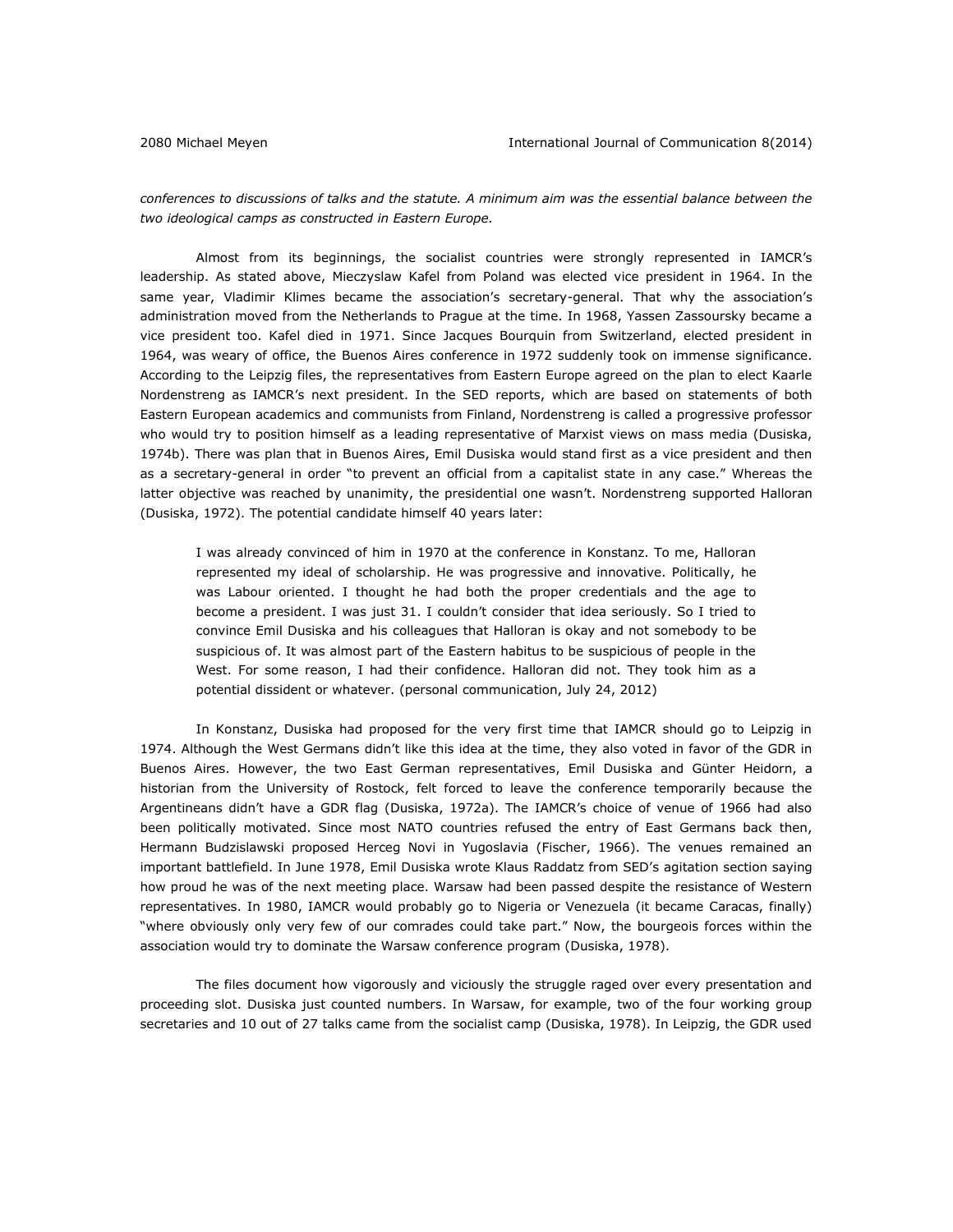*conferences to discussions of talks and the statute. A minimum aim was the essential balance between the two ideological camps as constructed in Eastern Europe.*

Almost from its beginnings, the socialist countries were strongly represented in IAMCR's leadership. As stated above, Mieczyslaw Kafel from Poland was elected vice president in 1964. In the same year, Vladimir Klimes became the association's secretary-general. That why the association's administration moved from the Netherlands to Prague at the time. In 1968, Yassen Zassoursky became a vice president too. Kafel died in 1971. Since Jacques Bourquin from Switzerland, elected president in 1964, was weary of office, the Buenos Aires conference in 1972 suddenly took on immense significance. According to the Leipzig files, the representatives from Eastern Europe agreed on the plan to elect Kaarle Nordenstreng as IAMCR's next president. In the SED reports, which are based on statements of both Eastern European academics and communists from Finland, Nordenstreng is called a progressive professor who would try to position himself as a leading representative of Marxist views on mass media (Dusiska, 1974b). There was plan that in Buenos Aires, Emil Dusiska would stand first as a vice president and then as a secretary-general in order "to prevent an official from a capitalist state in any case." Whereas the latter objective was reached by unanimity, the presidential one wasn't. Nordenstreng supported Halloran (Dusiska, 1972). The potential candidate himself 40 years later:

> I was already convinced of him in 1970 at the conference in Konstanz. To me, Halloran represented my ideal of scholarship. He was progressive and innovative. Politically, he was Labour oriented. I thought he had both the proper credentials and the age to become a president. I was just 31. I couldn't consider that idea seriously. So I tried to convince Emil Dusiska and his colleagues that Halloran is okay and not somebody to be suspicious of. It was almost part of the Eastern habitus to be suspicious of people in the West. For some reason, I had their confidence. Halloran did not. They took him as a potential dissident or whatever. (personal communication, July 24, 2012)

In Konstanz, Dusiska had proposed for the very first time that IAMCR should go to Leipzig in 1974. Although the West Germans didn't like this idea at the time, they also voted in favor of the GDR in Buenos Aires. However, the two East German representatives, Emil Dusiska and Günter Heidorn, a historian from the University of Rostock, felt forced to leave the conference temporarily because the Argentineans didn't have a GDR flag (Dusiska, 1972a). The IAMCR's choice of venue of 1966 had also been politically motivated. Since most NATO countries refused the entry of East Germans back then, Hermann Budzislawski proposed Herceg Novi in Yugoslavia (Fischer, 1966). The venues remained an important battlefield. In June 1978, Emil Dusiska wrote Klaus Raddatz from SED's agitation section saying how proud he was of the next meeting place. Warsaw had been passed despite the resistance of Western representatives. In 1980, IAMCR would probably go to Nigeria or Venezuela (it became Caracas, finally) "where obviously only very few of our comrades could take part." Now, the bourgeois forces within the association would try to dominate the Warsaw conference program (Dusiska, 1978).

The files document how vigorously and viciously the struggle raged over every presentation and proceeding slot. Dusiska just counted numbers. In Warsaw, for example, two of the four working group secretaries and 10 out of 27 talks came from the socialist camp (Dusiska, 1978). In Leipzig, the GDR used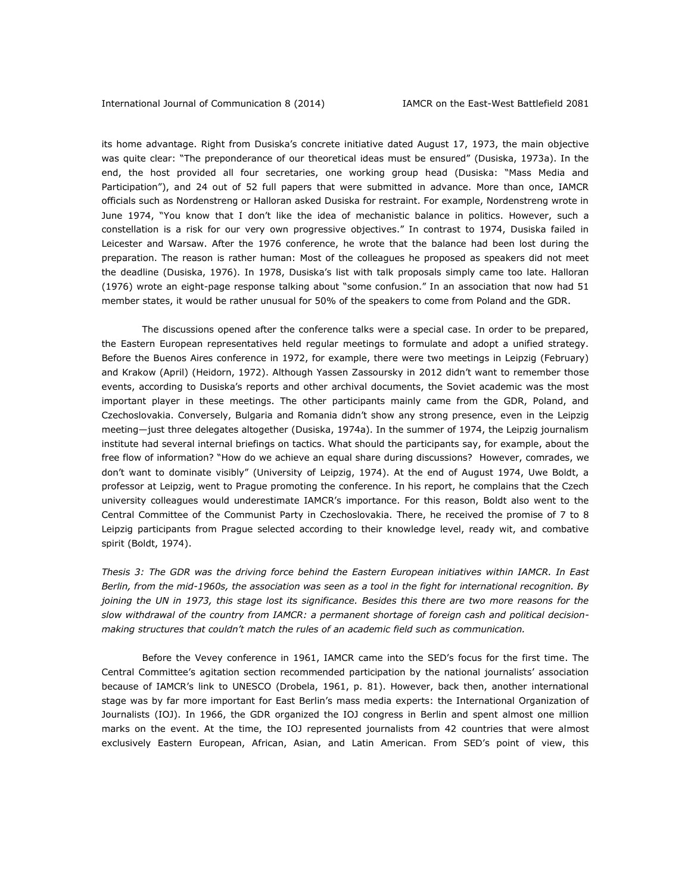its home advantage. Right from Dusiska's concrete initiative dated August 17, 1973, the main objective was quite clear: "The preponderance of our theoretical ideas must be ensured" (Dusiska, 1973a). In the end, the host provided all four secretaries, one working group head (Dusiska: "Mass Media and Participation"), and 24 out of 52 full papers that were submitted in advance. More than once, IAMCR officials such as Nordenstreng or Halloran asked Dusiska for restraint. For example, Nordenstreng wrote in June 1974, "You know that I don't like the idea of mechanistic balance in politics. However, such a constellation is a risk for our very own progressive objectives." In contrast to 1974, Dusiska failed in Leicester and Warsaw. After the 1976 conference, he wrote that the balance had been lost during the preparation. The reason is rather human: Most of the colleagues he proposed as speakers did not meet the deadline (Dusiska, 1976). In 1978, Dusiska's list with talk proposals simply came too late. Halloran (1976) wrote an eight-page response talking about "some confusion." In an association that now had 51 member states, it would be rather unusual for 50% of the speakers to come from Poland and the GDR.

The discussions opened after the conference talks were a special case. In order to be prepared, the Eastern European representatives held regular meetings to formulate and adopt a unified strategy. Before the Buenos Aires conference in 1972, for example, there were two meetings in Leipzig (February) and Krakow (April) (Heidorn, 1972). Although Yassen Zassoursky in 2012 didn't want to remember those events, according to Dusiska's reports and other archival documents, the Soviet academic was the most important player in these meetings. The other participants mainly came from the GDR, Poland, and Czechoslovakia. Conversely, Bulgaria and Romania didn't show any strong presence, even in the Leipzig meeting—just three delegates altogether (Dusiska, 1974a). In the summer of 1974, the Leipzig journalism institute had several internal briefings on tactics. What should the participants say, for example, about the free flow of information? "How do we achieve an equal share during discussions? However, comrades, we don't want to dominate visibly" (University of Leipzig, 1974). At the end of August 1974, Uwe Boldt, a professor at Leipzig, went to Prague promoting the conference. In his report, he complains that the Czech university colleagues would underestimate IAMCR's importance. For this reason, Boldt also went to the Central Committee of the Communist Party in Czechoslovakia. There, he received the promise of 7 to 8 Leipzig participants from Prague selected according to their knowledge level, ready wit, and combative spirit (Boldt, 1974).

*Thesis 3: The GDR was the driving force behind the Eastern European initiatives within IAMCR. In East Berlin, from the mid-1960s, the association was seen as a tool in the fight for international recognition. By joining the UN in 1973, this stage lost its significance. Besides this there are two more reasons for the slow withdrawal of the country from IAMCR: a permanent shortage of foreign cash and political decision-making structures that couldn't match the rules of an academic field such as communication.*

Before the Vevey conference in 1961, IAMCR came into the SED's focus for the first time. The Central Committee's agitation section recommended participation by the national journalists' association because of IAMCR's link to UNESCO (Drobela, 1961, p. 81). However, back then, another international stage was by far more important for East Berlin's mass media experts: the International Organization of Journalists (IOJ). In 1966, the GDR organized the IOJ congress in Berlin and spent almost one million marks on the event. At the time, the IOJ represented journalists from 42 countries that were almost exclusively Eastern European, African, Asian, and Latin American. From SED's point of view, this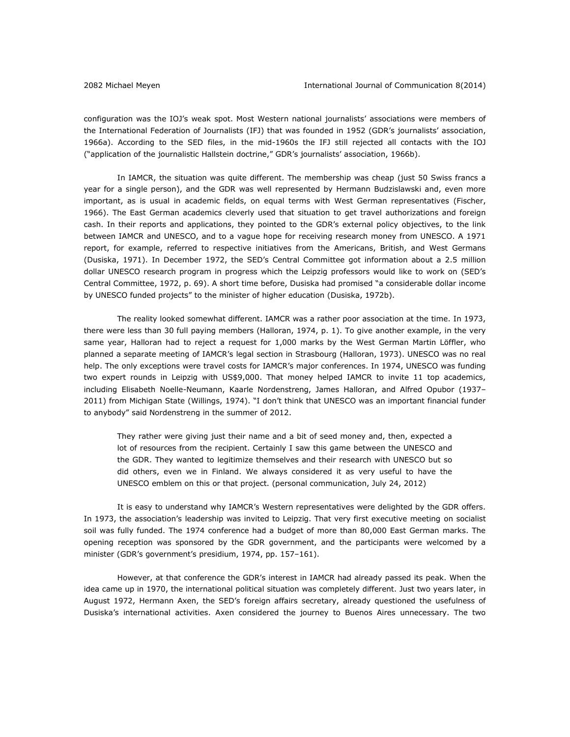configuration was the IOJ's weak spot. Most Western national journalists' associations were members of the International Federation of Journalists (IFJ) that was founded in 1952 (GDR's journalists' association, 1966a). According to the SED files, in the mid-1960s the IFJ still rejected all contacts with the IOJ ("application of the journalistic Hallstein doctrine," GDR's journalists' association, 1966b).

In IAMCR, the situation was quite different. The membership was cheap (just 50 Swiss francs a year for a single person), and the GDR was well represented by Hermann Budzislawski and, even more important, as is usual in academic fields, on equal terms with West German representatives (Fischer, 1966). The East German academics cleverly used that situation to get travel authorizations and foreign cash. In their reports and applications, they pointed to the GDR's external policy objectives, to the link between IAMCR and UNESCO, and to a vague hope for receiving research money from UNESCO. A 1971 report, for example, referred to respective initiatives from the Americans, British, and West Germans (Dusiska, 1971). In December 1972, the SED's Central Committee got information about a 2.5 million dollar UNESCO research program in progress which the Leipzig professors would like to work on (SED's Central Committee, 1972, p. 69). A short time before, Dusiska had promised "a considerable dollar income by UNESCO funded projects" to the minister of higher education (Dusiska, 1972b).

The reality looked somewhat different. IAMCR was a rather poor association at the time. In 1973, there were less than 30 full paying members (Halloran, 1974, p. 1). To give another example, in the very same year, Halloran had to reject a request for 1,000 marks by the West German Martin Löffler, who planned a separate meeting of IAMCR's legal section in Strasbourg (Halloran, 1973). UNESCO was no real help. The only exceptions were travel costs for IAMCR's major conferences. In 1974, UNESCO was funding two expert rounds in Leipzig with US$9,000. That money helped IAMCR to invite 11 top academics, including Elisabeth Noelle-Neumann, Kaarle Nordenstreng, James Halloran, and Alfred Opubor (1937–2011) from Michigan State (Willings, 1974). "I don't think that UNESCO was an important financial funder to anybody" said Nordenstreng in the summer of 2012.

> They rather were giving just their name and a bit of seed money and, then, expected a lot of resources from the recipient. Certainly I saw this game between the UNESCO and the GDR. They wanted to legitimize themselves and their research with UNESCO but so did others, even we in Finland. We always considered it as very useful to have the UNESCO emblem on this or that project. (personal communication, July 24, 2012)

It is easy to understand why IAMCR's Western representatives were delighted by the GDR offers. In 1973, the association's leadership was invited to Leipzig. That very first executive meeting on socialist soil was fully funded. The 1974 conference had a budget of more than 80,000 East German marks. The opening reception was sponsored by the GDR government, and the participants were welcomed by a minister (GDR's government's presidium, 1974, pp. 157–161).

However, at that conference the GDR's interest in IAMCR had already passed its peak. When the idea came up in 1970, the international political situation was completely different. Just two years later, in August 1972, Hermann Axen, the SED's foreign affairs secretary, already questioned the usefulness of Dusiska's international activities. Axen considered the journey to Buenos Aires unnecessary. The two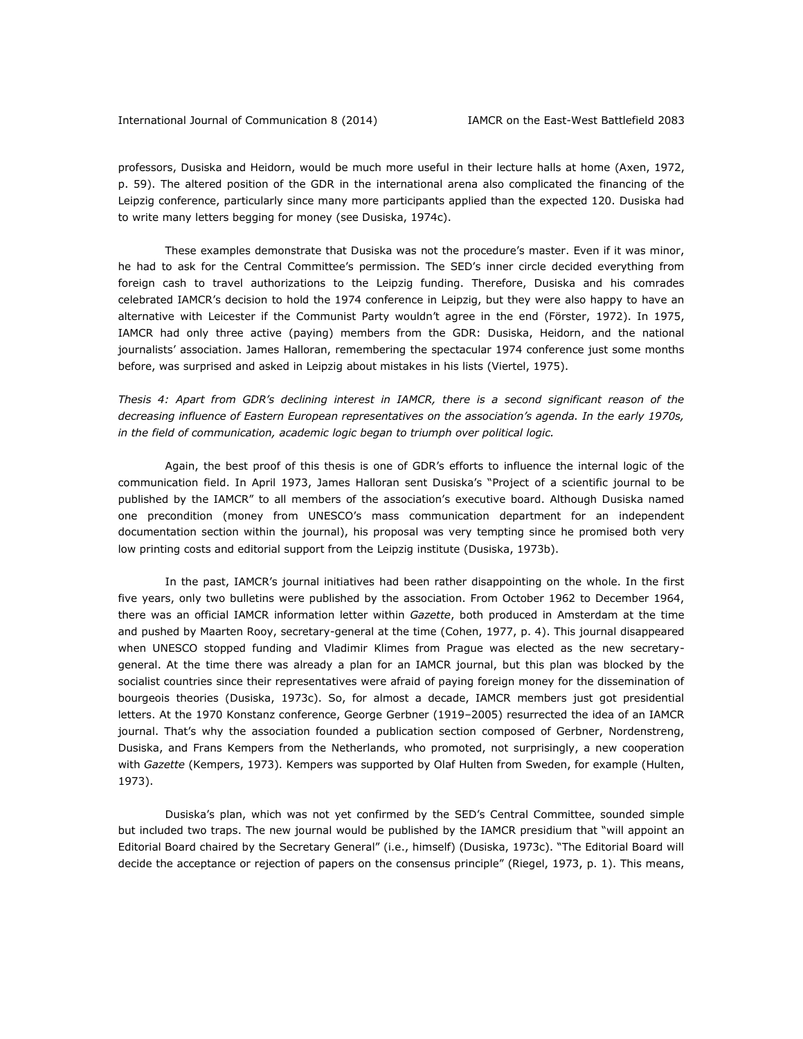professors, Dusiska and Heidorn, would be much more useful in their lecture halls at home (Axen, 1972, p. 59). The altered position of the GDR in the international arena also complicated the financing of the Leipzig conference, particularly since many more participants applied than the expected 120. Dusiska had to write many letters begging for money (see Dusiska, 1974c).

These examples demonstrate that Dusiska was not the procedure's master. Even if it was minor, he had to ask for the Central Committee's permission. The SED's inner circle decided everything from foreign cash to travel authorizations to the Leipzig funding. Therefore, Dusiska and his comrades celebrated IAMCR's decision to hold the 1974 conference in Leipzig, but they were also happy to have an alternative with Leicester if the Communist Party wouldn't agree in the end (Förster, 1972). In 1975, IAMCR had only three active (paying) members from the GDR: Dusiska, Heidorn, and the national journalists' association. James Halloran, remembering the spectacular 1974 conference just some months before, was surprised and asked in Leipzig about mistakes in his lists (Viertel, 1975).

*Thesis 4: Apart from GDR's declining interest in IAMCR, there is a second significant reason of the decreasing influence of Eastern European representatives on the association's agenda. In the early 1970s, in the field of communication, academic logic began to triumph over political logic.*

Again, the best proof of this thesis is one of GDR's efforts to influence the internal logic of the communication field. In April 1973, James Halloran sent Dusiska's "Project of a scientific journal to be published by the IAMCR" to all members of the association's executive board. Although Dusiska named one precondition (money from UNESCO's mass communication department for an independent documentation section within the journal), his proposal was very tempting since he promised both very low printing costs and editorial support from the Leipzig institute (Dusiska, 1973b).

In the past, IAMCR's journal initiatives had been rather disappointing on the whole. In the first five years, only two bulletins were published by the association. From October 1962 to December 1964, there was an official IAMCR information letter within *Gazette*, both produced in Amsterdam at the time and pushed by Maarten Rooy, secretary-general at the time (Cohen, 1977, p. 4). This journal disappeared when UNESCO stopped funding and Vladimir Klimes from Prague was elected as the new secretary-general. At the time there was already a plan for an IAMCR journal, but this plan was blocked by the socialist countries since their representatives were afraid of paying foreign money for the dissemination of bourgeois theories (Dusiska, 1973c). So, for almost a decade, IAMCR members just got presidential letters. At the 1970 Konstanz conference, George Gerbner (1919–2005) resurrected the idea of an IAMCR journal. That's why the association founded a publication section composed of Gerbner, Nordenstreng, Dusiska, and Frans Kempers from the Netherlands, who promoted, not surprisingly, a new cooperation with *Gazette* (Kempers, 1973). Kempers was supported by Olaf Hulten from Sweden, for example (Hulten, 1973).

Dusiska's plan, which was not yet confirmed by the SED's Central Committee, sounded simple but included two traps. The new journal would be published by the IAMCR presidium that "will appoint an Editorial Board chaired by the Secretary General" (i.e., himself) (Dusiska, 1973c). "The Editorial Board will decide the acceptance or rejection of papers on the consensus principle" (Riegel, 1973, p. 1). This means,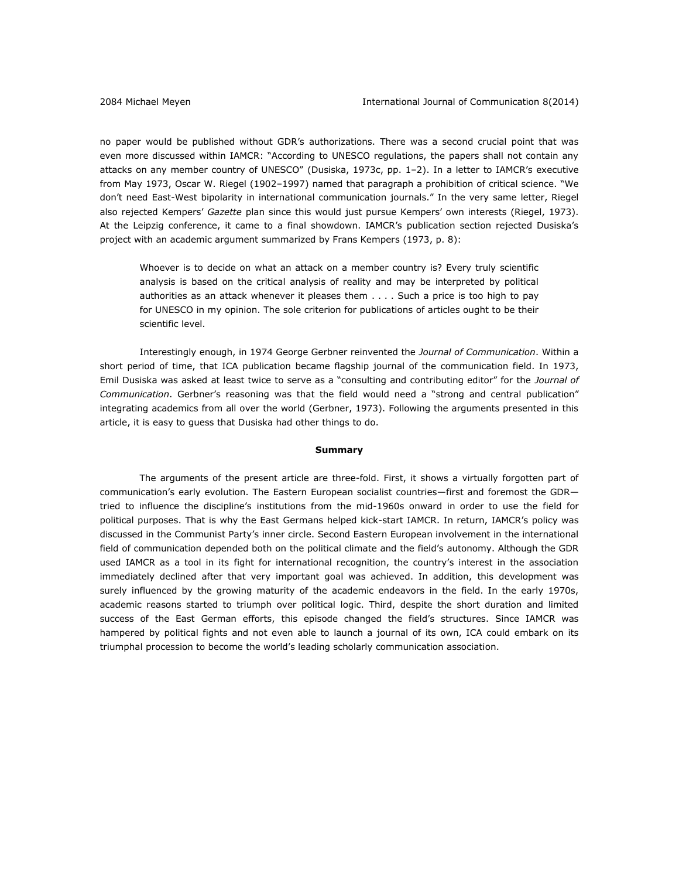no paper would be published without GDR's authorizations. There was a second crucial point that was even more discussed within IAMCR: "According to UNESCO regulations, the papers shall not contain any attacks on any member country of UNESCO" (Dusiska, 1973c, pp. 1–2). In a letter to IAMCR's executive from May 1973, Oscar W. Riegel (1902–1997) named that paragraph a prohibition of critical science. "We don't need East-West bipolarity in international communication journals." In the very same letter, Riegel also rejected Kempers' *Gazette* plan since this would just pursue Kempers' own interests (Riegel, 1973). At the Leipzig conference, it came to a final showdown. IAMCR's publication section rejected Dusiska's project with an academic argument summarized by Frans Kempers (1973, p. 8):

> Whoever is to decide on what an attack on a member country is? Every truly scientific analysis is based on the critical analysis of reality and may be interpreted by political authorities as an attack whenever it pleases them . . . . Such a price is too high to pay for UNESCO in my opinion. The sole criterion for publications of articles ought to be their scientific level.

Interestingly enough, in 1974 George Gerbner reinvented the *Journal of Communication*. Within a short period of time, that ICA publication became flagship journal of the communication field. In 1973, Emil Dusiska was asked at least twice to serve as a "consulting and contributing editor" for the *Journal of Communication*. Gerbner's reasoning was that the field would need a "strong and central publication" integrating academics from all over the world (Gerbner, 1973). Following the arguments presented in this article, it is easy to guess that Dusiska had other things to do.

## Summary

The arguments of the present article are three-fold. First, it shows a virtually forgotten part of communication's early evolution. The Eastern European socialist countries—first and foremost the GDR—tried to influence the discipline's institutions from the mid-1960s onward in order to use the field for political purposes. That is why the East Germans helped kick-start IAMCR. In return, IAMCR's policy was discussed in the Communist Party's inner circle. Second Eastern European involvement in the international field of communication depended both on the political climate and the field's autonomy. Although the GDR used IAMCR as a tool in its fight for international recognition, the country's interest in the association immediately declined after that very important goal was achieved. In addition, this development was surely influenced by the growing maturity of the academic endeavors in the field. In the early 1970s, academic reasons started to triumph over political logic. Third, despite the short duration and limited success of the East German efforts, this episode changed the field's structures. Since IAMCR was hampered by political fights and not even able to launch a journal of its own, ICA could embark on its triumphal procession to become the world's leading scholarly communication association.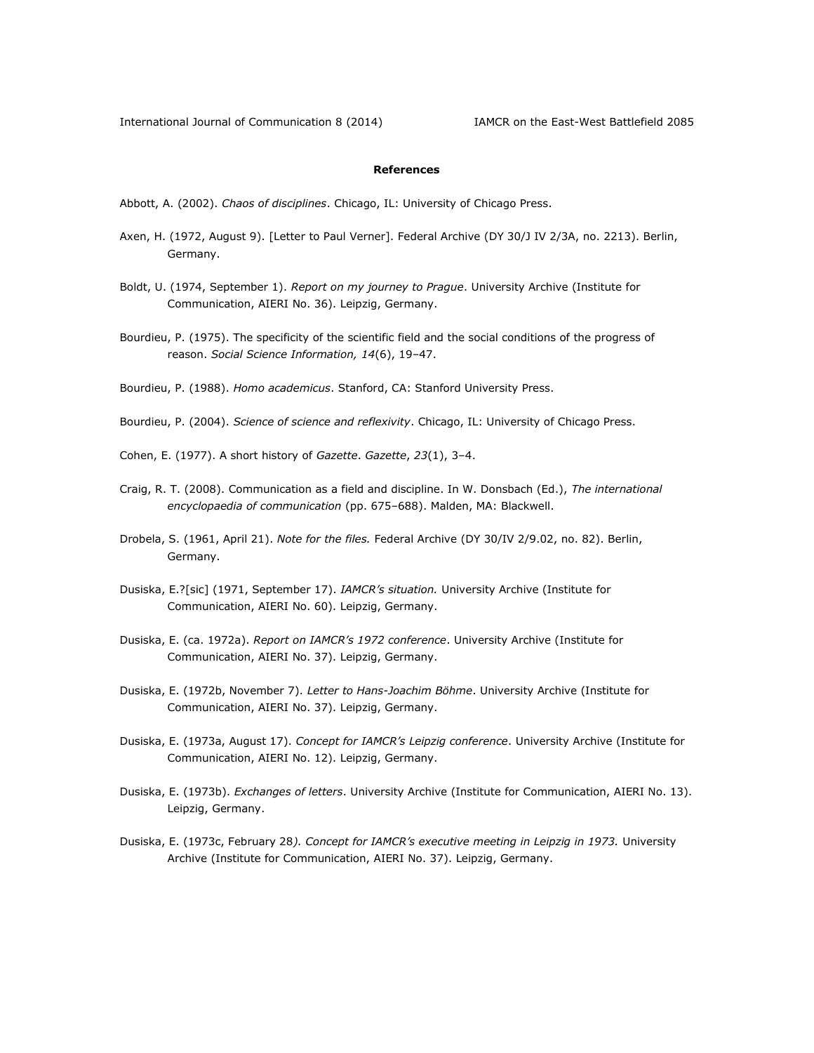**References**

Abbott, A. (2002). *Chaos of disciplines*. Chicago, IL: University of Chicago Press.

Axen, H. (1972, August 9). [Letter to Paul Verner]. Federal Archive (DY 30/J IV 2/3A, no. 2213). Berlin, Germany.

Boldt, U. (1974, September 1). *Report on my journey to Prague*. University Archive (Institute for Communication, AIERI No. 36). Leipzig, Germany.

Bourdieu, P. (1975). The specificity of the scientific field and the social conditions of the progress of reason. *Social Science Information, 14*(6), 19–47.

Bourdieu, P. (1988). *Homo academicus*. Stanford, CA: Stanford University Press.

Bourdieu, P. (2004). *Science of science and reflexivity*. Chicago, IL: University of Chicago Press.

Cohen, E. (1977). A short history of *Gazette*. *Gazette*, *23*(1), 3–4.

Craig, R. T. (2008). Communication as a field and discipline. In W. Donsbach (Ed.), *The international encyclopaedia of communication* (pp. 675–688). Malden, MA: Blackwell.

Drobela, S. (1961, April 21). *Note for the files.* Federal Archive (DY 30/IV 2/9.02, no. 82). Berlin, Germany.

Dusiska, E.?[sic] (1971, September 17). *IAMCR's situation.* University Archive (Institute for Communication, AIERI No. 60). Leipzig, Germany.

Dusiska, E. (ca. 1972a). *Report on IAMCR's 1972 conference*. University Archive (Institute for Communication, AIERI No. 37). Leipzig, Germany.

Dusiska, E. (1972b, November 7). *Letter to Hans-Joachim Böhme*. University Archive (Institute for Communication, AIERI No. 37). Leipzig, Germany.

Dusiska, E. (1973a, August 17). *Concept for IAMCR's Leipzig conference*. University Archive (Institute for Communication, AIERI No. 12). Leipzig, Germany.

Dusiska, E. (1973b). *Exchanges of letters*. University Archive (Institute for Communication, AIERI No. 13). Leipzig, Germany.

Dusiska, E. (1973c, February 28*). Concept for IAMCR's executive meeting in Leipzig in 1973.* University Archive (Institute for Communication, AIERI No. 37). Leipzig, Germany.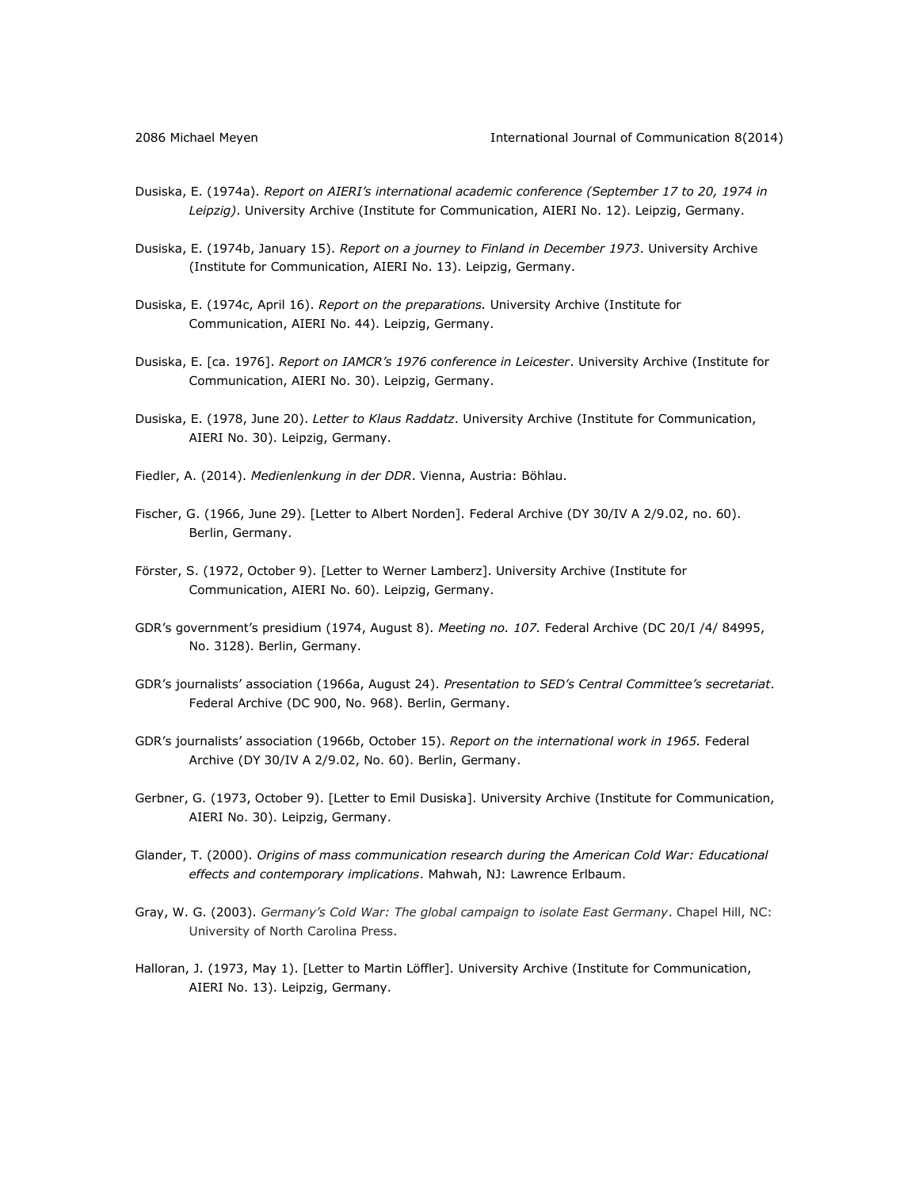Dusiska, E. (1974a). *Report on AIERI's international academic conference (September 17 to 20, 1974 in Leipzig)*. University Archive (Institute for Communication, AIERI No. 12). Leipzig, Germany.

Dusiska, E. (1974b, January 15). *Report on a journey to Finland in December 1973*. University Archive (Institute for Communication, AIERI No. 13). Leipzig, Germany.

Dusiska, E. (1974c, April 16). *Report on the preparations.* University Archive (Institute for Communication, AIERI No. 44). Leipzig, Germany.

Dusiska, E. [ca. 1976]. *Report on IAMCR's 1976 conference in Leicester*. University Archive (Institute for Communication, AIERI No. 30). Leipzig, Germany.

Dusiska, E. (1978, June 20). *Letter to Klaus Raddatz*. University Archive (Institute for Communication, AIERI No. 30). Leipzig, Germany.

Fiedler, A. (2014). *Medienlenkung in der DDR*. Vienna, Austria: Böhlau.

Fischer, G. (1966, June 29). [Letter to Albert Norden]. Federal Archive (DY 30/IV A 2/9.02, no. 60). Berlin, Germany.

Förster, S. (1972, October 9). [Letter to Werner Lamberz]. University Archive (Institute for Communication, AIERI No. 60). Leipzig, Germany.

GDR's government's presidium (1974, August 8). *Meeting no. 107.* Federal Archive (DC 20/I /4/ 84995, No. 3128). Berlin, Germany.

GDR's journalists' association (1966a, August 24). *Presentation to SED's Central Committee's secretariat*. Federal Archive (DC 900, No. 968). Berlin, Germany.

GDR's journalists' association (1966b, October 15). *Report on the international work in 1965.* Federal Archive (DY 30/IV A 2/9.02, No. 60). Berlin, Germany.

Gerbner, G. (1973, October 9). [Letter to Emil Dusiska]. University Archive (Institute for Communication, AIERI No. 30). Leipzig, Germany.

Glander, T. (2000). *Origins of mass communication research during the American Cold War: Educational effects and contemporary implications*. Mahwah, NJ: Lawrence Erlbaum.

Gray, W. G. (2003). *Germany's Cold War: The global campaign to isolate East Germany*. Chapel Hill, NC: University of North Carolina Press.

Halloran, J. (1973, May 1). [Letter to Martin Löffler]. University Archive (Institute for Communication, AIERI No. 13). Leipzig, Germany.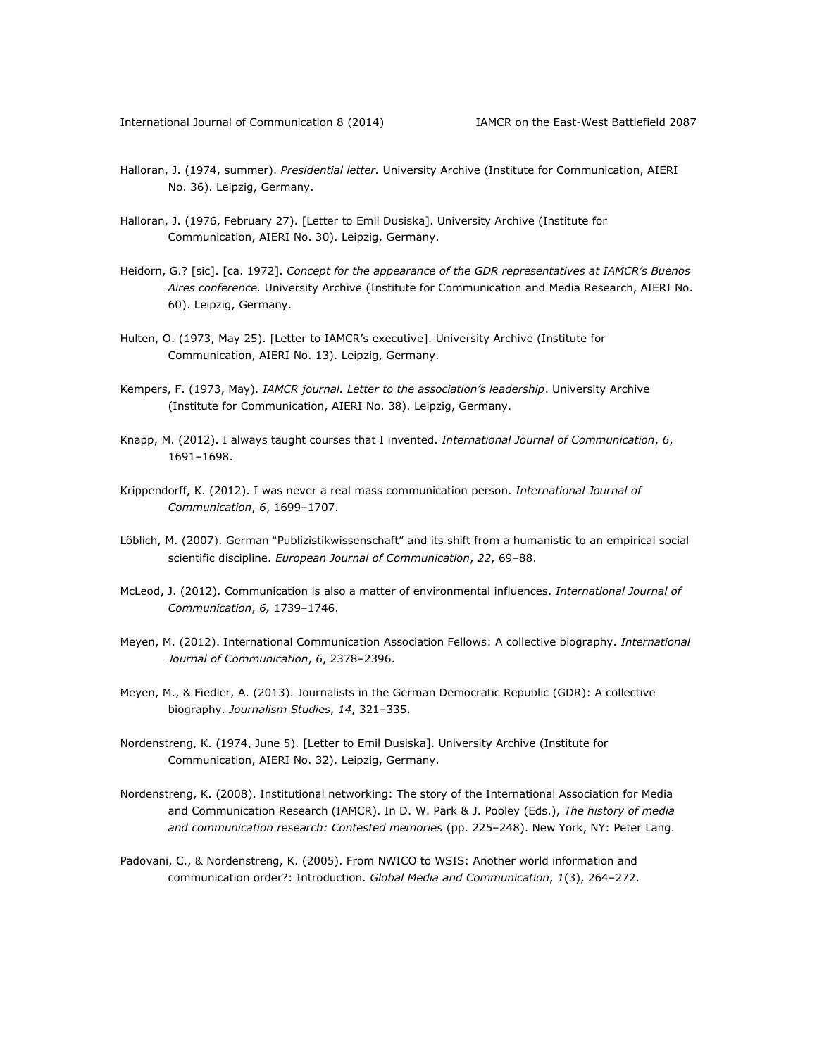Halloran, J. (1974, summer). *Presidential letter.* University Archive (Institute for Communication, AIERI No. 36). Leipzig, Germany.

Halloran, J. (1976, February 27). [Letter to Emil Dusiska]. University Archive (Institute for Communication, AIERI No. 30). Leipzig, Germany.

Heidorn, G.? [sic]. [ca. 1972]. *Concept for the appearance of the GDR representatives at IAMCR's Buenos Aires conference.* University Archive (Institute for Communication and Media Research, AIERI No. 60). Leipzig, Germany.

Hulten, O. (1973, May 25). [Letter to IAMCR's executive]. University Archive (Institute for Communication, AIERI No. 13). Leipzig, Germany.

Kempers, F. (1973, May). *IAMCR journal. Letter to the association's leadership*. University Archive (Institute for Communication, AIERI No. 38). Leipzig, Germany.

Knapp, M. (2012). I always taught courses that I invented. *International Journal of Communication*, *6*, 1691–1698.

Krippendorff, K. (2012). I was never a real mass communication person. *International Journal of Communication*, *6*, 1699–1707.

Löblich, M. (2007). German "Publizistikwissenschaft" and its shift from a humanistic to an empirical social scientific discipline. *European Journal of Communication*, *22*, 69–88.

McLeod, J. (2012). Communication is also a matter of environmental influences. *International Journal of Communication*, *6,* 1739–1746.

Meyen, M. (2012). International Communication Association Fellows: A collective biography. *International Journal of Communication*, *6*, 2378–2396.

Meyen, M., & Fiedler, A. (2013). Journalists in the German Democratic Republic (GDR): A collective biography. *Journalism Studies*, *14*, 321–335.

Nordenstreng, K. (1974, June 5). [Letter to Emil Dusiska]. University Archive (Institute for Communication, AIERI No. 32). Leipzig, Germany.

Nordenstreng, K. (2008). Institutional networking: The story of the International Association for Media and Communication Research (IAMCR). In D. W. Park & J. Pooley (Eds.), *The history of media and communication research: Contested memories* (pp. 225–248). New York, NY: Peter Lang.

Padovani, C., & Nordenstreng, K. (2005). From NWICO to WSIS: Another world information and communication order?: Introduction. *Global Media and Communication*, *1*(3), 264–272.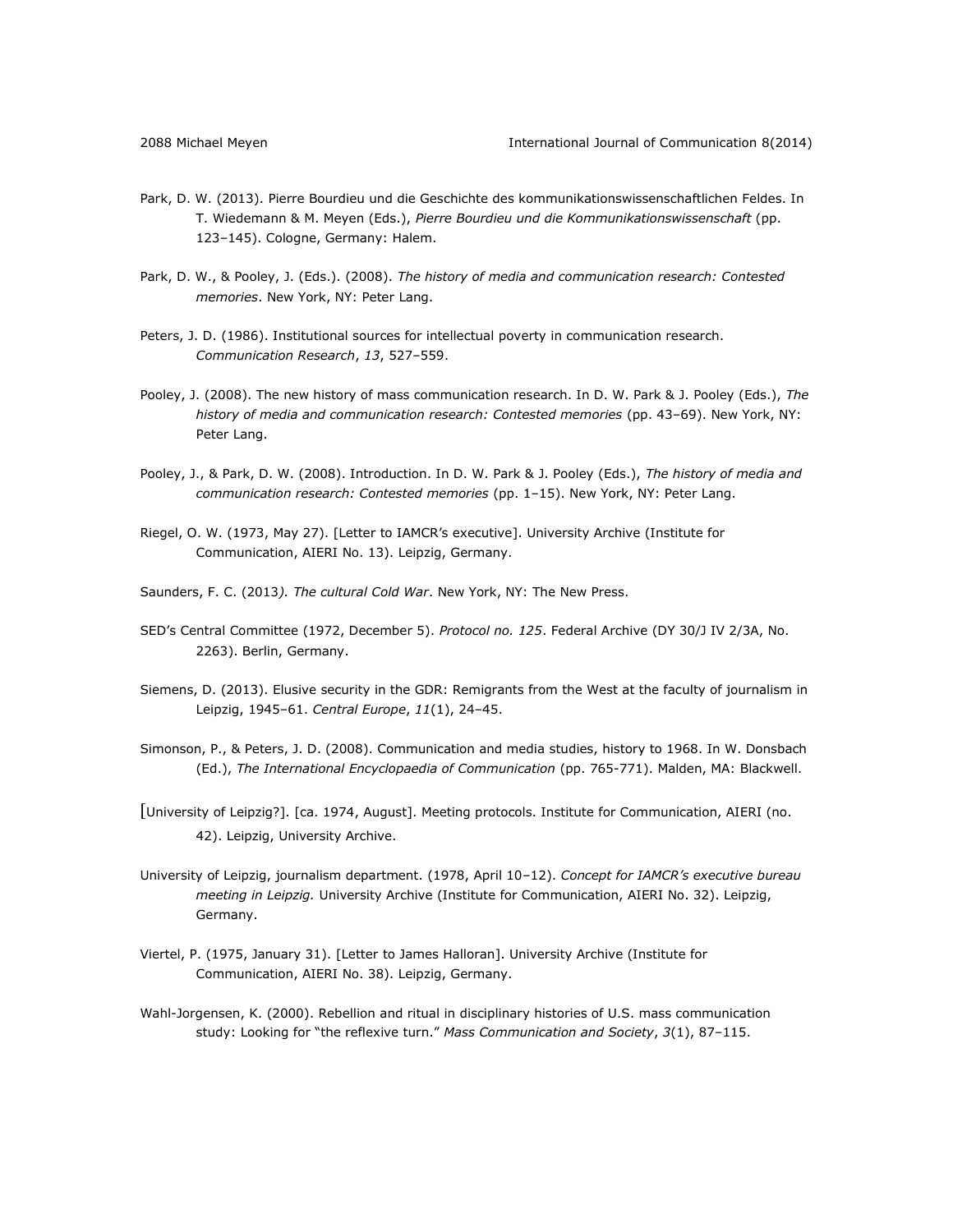Park, D. W. (2013). Pierre Bourdieu und die Geschichte des kommunikationswissenschaftlichen Feldes. In T. Wiedemann & M. Meyen (Eds.), *Pierre Bourdieu und die Kommunikationswissenschaft* (pp. 123–145). Cologne, Germany: Halem.

Park, D. W., & Pooley, J. (Eds.). (2008). *The history of media and communication research: Contested memories*. New York, NY: Peter Lang.

Peters, J. D. (1986). Institutional sources for intellectual poverty in communication research. *Communication Research*, *13*, 527–559.

Pooley, J. (2008). The new history of mass communication research. In D. W. Park & J. Pooley (Eds.), *The history of media and communication research: Contested memories* (pp. 43–69). New York, NY: Peter Lang.

Pooley, J., & Park, D. W. (2008). Introduction. In D. W. Park & J. Pooley (Eds.), *The history of media and communication research: Contested memories* (pp. 1–15). New York, NY: Peter Lang.

Riegel, O. W. (1973, May 27). [Letter to IAMCR's executive]. University Archive (Institute for Communication, AIERI No. 13). Leipzig, Germany.

Saunders, F. C. (2013). *The cultural Cold War*. New York, NY: The New Press.

SED's Central Committee (1972, December 5). *Protocol no. 125*. Federal Archive (DY 30/J IV 2/3A, No. 2263). Berlin, Germany.

Siemens, D. (2013). Elusive security in the GDR: Remigrants from the West at the faculty of journalism in Leipzig, 1945–61. *Central Europe*, *11*(1), 24–45.

Simonson, P., & Peters, J. D. (2008). Communication and media studies, history to 1968. In W. Donsbach (Ed.), *The International Encyclopaedia of Communication* (pp. 765-771). Malden, MA: Blackwell.

[University of Leipzig?]. [ca. 1974, August]. Meeting protocols. Institute for Communication, AIERI (no. 42). Leipzig, University Archive.

University of Leipzig, journalism department. (1978, April 10–12). *Concept for IAMCR's executive bureau meeting in Leipzig.* University Archive (Institute for Communication, AIERI No. 32). Leipzig, Germany.

Viertel, P. (1975, January 31). [Letter to James Halloran]. University Archive (Institute for Communication, AIERI No. 38). Leipzig, Germany.

Wahl-Jorgensen, K. (2000). Rebellion and ritual in disciplinary histories of U.S. mass communication study: Looking for "the reflexive turn." *Mass Communication and Society*, *3*(1), 87–115.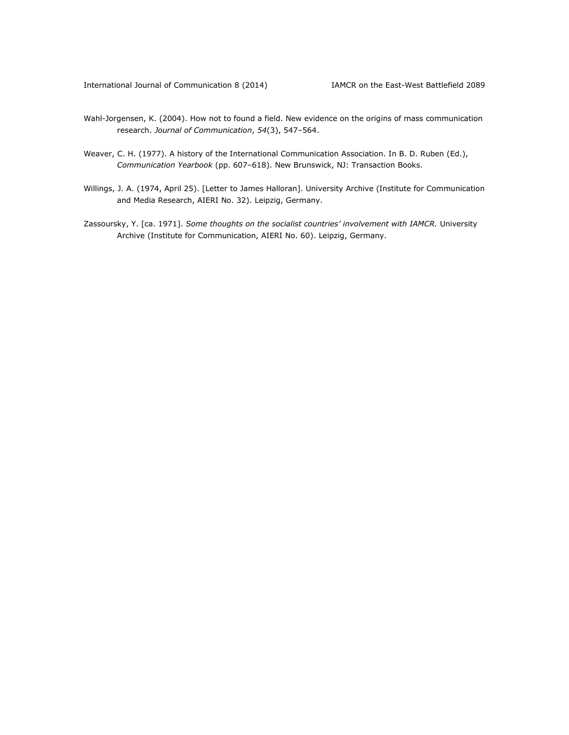Wahl-Jorgensen, K. (2004). How not to found a field. New evidence on the origins of mass communication research. *Journal of Communication*, *54*(3), 547–564.

Weaver, C. H. (1977). A history of the International Communication Association. In B. D. Ruben (Ed.), *Communication Yearbook* (pp. 607–618). New Brunswick, NJ: Transaction Books.

Willings, J. A. (1974, April 25). [Letter to James Halloran]. University Archive (Institute for Communication and Media Research, AIERI No. 32). Leipzig, Germany.

Zassoursky, Y. [ca. 1971]. *Some thoughts on the socialist countries' involvement with IAMCR.* University Archive (Institute for Communication, AIERI No. 60). Leipzig, Germany.